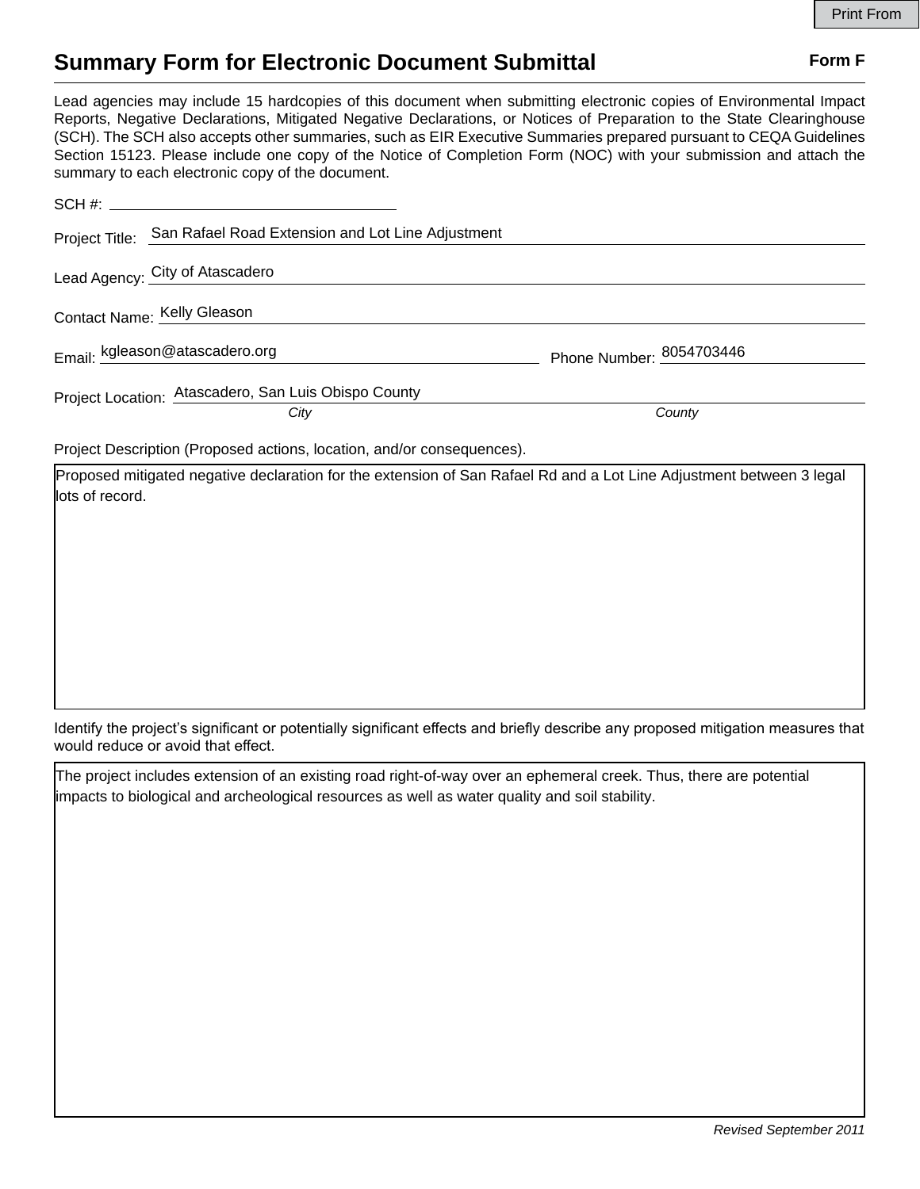Print From

# Summary Form for Electronic Document Submittal

**Form F**

Lead agencies may include 15 hardcopies of this document when submitting electronic copies of Environmental Impact Reports, Negative Declarations, Mitigated Negative Declarations, or Notices of Preparation to the State Clearinghouse (SCH). The SCH also accepts other summaries, such as EIR Executive Summaries prepared pursuant to CEQA Guidelines Section 15123. Please include one copy of the Notice of Completion Form (NOC) with your submission and attach the summary to each electronic copy of the document.

SCH #: ______________________

Project Title: San Rafael Road Extension and Lot Line Adjustment

Lead Agency: City of Atascadero

Contact Name: Kelly Gleason

Email: kgleason@atascadero.org

Phone Number: 8054703446

Project Location: Atascadero, San Luis Obispo County

*City* *County*

Project Description (Proposed actions, location, and/or consequences).

Proposed mitigated negative declaration for the extension of San Rafael Rd and a Lot Line Adjustment between 3 legal lots of record.

Identify the project's significant or potentially significant effects and briefly describe any proposed mitigation measures that would reduce or avoid that effect.

The project includes extension of an existing road right-of-way over an ephemeral creek. Thus, there are potential impacts to biological and archeological resources as well as water quality and soil stability.

*Revised September 2011*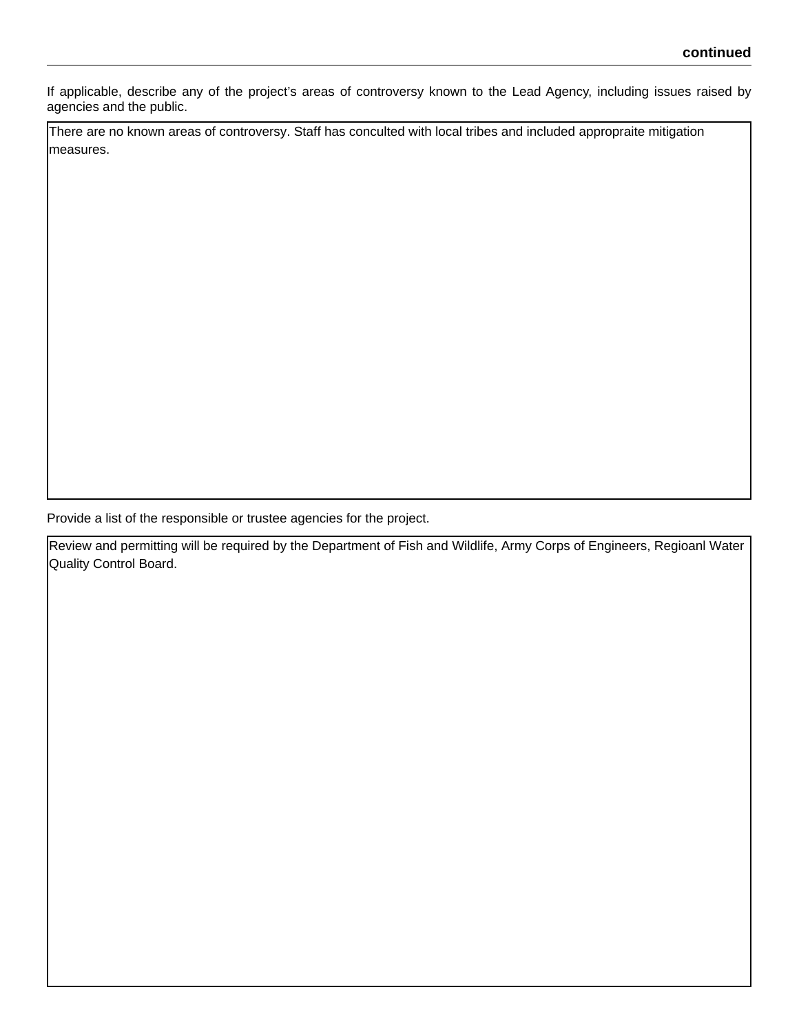**continued**

If applicable, describe any of the project's areas of controversy known to the Lead Agency, including issues raised by agencies and the public.

There are no known areas of controversy. Staff has conculted with local tribes and included appropraite mitigation measures.

Provide a list of the responsible or trustee agencies for the project.

Review and permitting will be required by the Department of Fish and Wildlife, Army Corps of Engineers, Regioanl Water Quality Control Board.